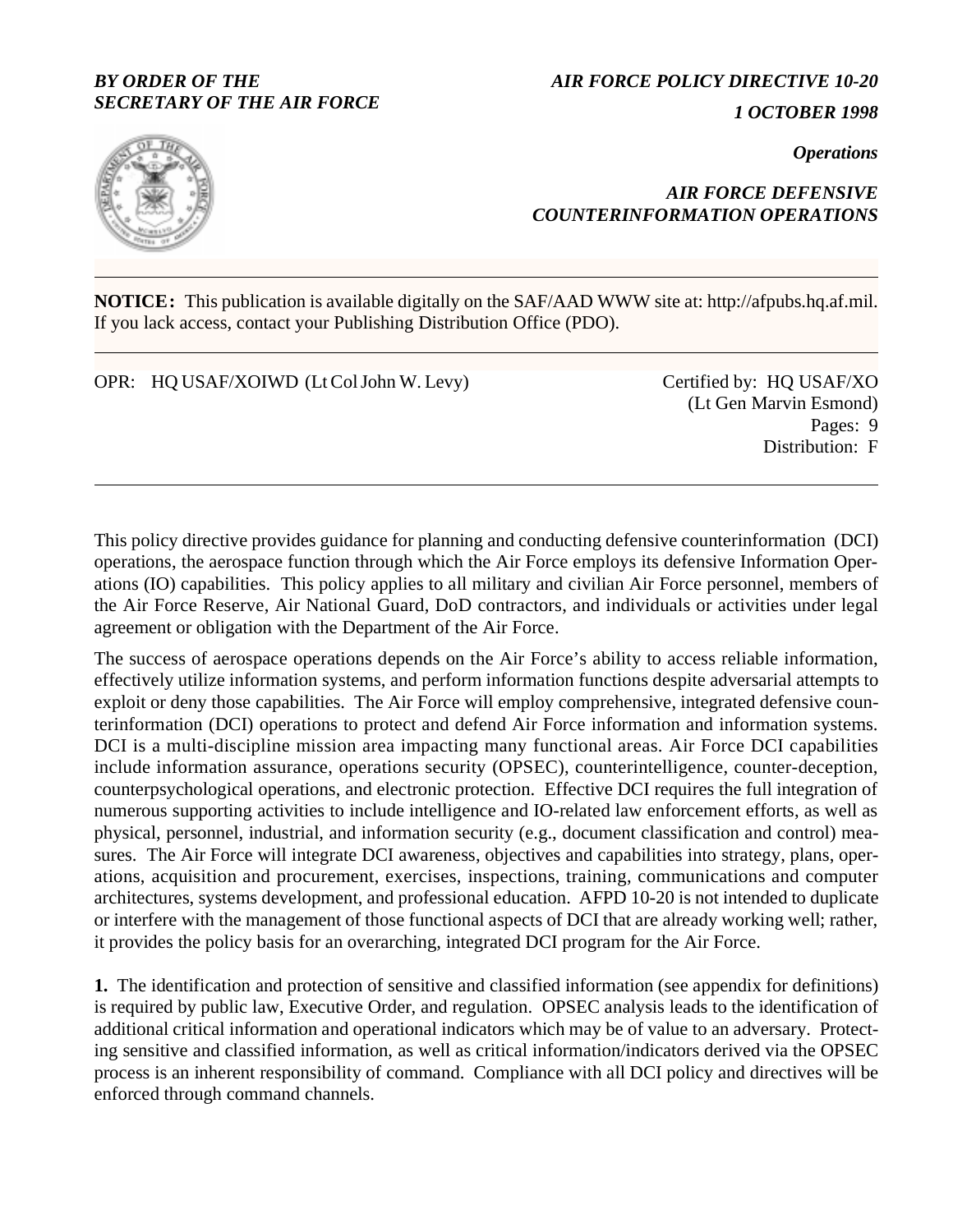*BY ORDER OF THE SECRETARY OF THE AIR FORCE*

*AIR FORCE POLICY DIRECTIVE 10-20*

*1 OCTOBER 1998*

*Operations*

# *AIR FORCE DEFENSIVE COUNTERINFORMATION OPERATIONS*

**NOTICE:** This publication is available digitally on the SAF/AAD WWW site at: http://afpubs.hq.af.mil. If you lack access, contact your Publishing Distribution Office (PDO).

OPR: HQ USAF/XOIWD (Lt Col John W. Levy)

Certified by: HQ USAF/XO (Lt Gen Marvin Esmond)

Pages: 9

Distribution: F

This policy directive provides guidance for planning and conducting defensive counterinformation (DCI) operations, the aerospace function through which the Air Force employs its defensive Information Operations (IO) capabilities. This policy applies to all military and civilian Air Force personnel, members of the Air Force Reserve, Air National Guard, DoD contractors, and individuals or activities under legal agreement or obligation with the Department of the Air Force.

The success of aerospace operations depends on the Air Force's ability to access reliable information, effectively utilize information systems, and perform information functions despite adversarial attempts to exploit or deny those capabilities. The Air Force will employ comprehensive, integrated defensive counterinformation (DCI) operations to protect and defend Air Force information and information systems. DCI is a multi-discipline mission area impacting many functional areas. Air Force DCI capabilities include information assurance, operations security (OPSEC), counterintelligence, counter-deception, counterpsychological operations, and electronic protection. Effective DCI requires the full integration of numerous supporting activities to include intelligence and IO-related law enforcement efforts, as well as physical, personnel, industrial, and information security (e.g., document classification and control) measures. The Air Force will integrate DCI awareness, objectives and capabilities into strategy, plans, operations, acquisition and procurement, exercises, inspections, training, communications and computer architectures, systems development, and professional education. AFPD 10-20 is not intended to duplicate or interfere with the management of those functional aspects of DCI that are already working well; rather, it provides the policy basis for an overarching, integrated DCI program for the Air Force.

**1.** The identification and protection of sensitive and classified information (see appendix for definitions) is required by public law, Executive Order, and regulation. OPSEC analysis leads to the identification of additional critical information and operational indicators which may be of value to an adversary. Protecting sensitive and classified information, as well as critical information/indicators derived via the OPSEC process is an inherent responsibility of command. Compliance with all DCI policy and directives will be enforced through command channels.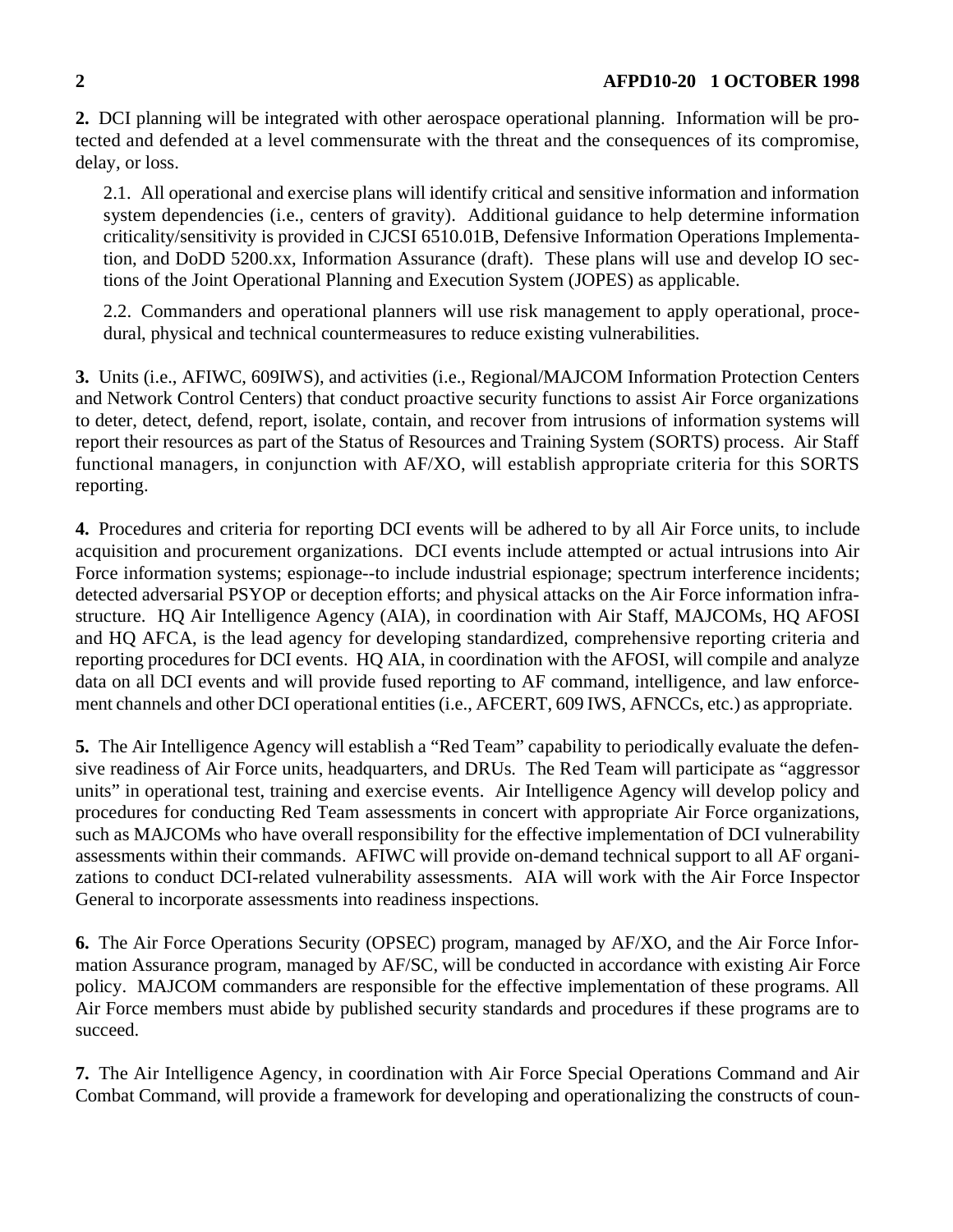**2.** DCI planning will be integrated with other aerospace operational planning. Information will be protected and defended at a level commensurate with the threat and the consequences of its compromise, delay, or loss.

2.1. All operational and exercise plans will identify critical and sensitive information and information system dependencies (i.e., centers of gravity). Additional guidance to help determine information criticality/sensitivity is provided in CJCSI 6510.01B, Defensive Information Operations Implementation, and DoDD 5200.xx, Information Assurance (draft). These plans will use and develop IO sections of the Joint Operational Planning and Execution System (JOPES) as applicable.

2.2. Commanders and operational planners will use risk management to apply operational, procedural, physical and technical countermeasures to reduce existing vulnerabilities.

**3.** Units (i.e., AFIWC, 609IWS), and activities (i.e., Regional/MAJCOM Information Protection Centers and Network Control Centers) that conduct proactive security functions to assist Air Force organizations to deter, detect, defend, report, isolate, contain, and recover from intrusions of information systems will report their resources as part of the Status of Resources and Training System (SORTS) process. Air Staff functional managers, in conjunction with AF/XO, will establish appropriate criteria for this SORTS reporting.

**4.** Procedures and criteria for reporting DCI events will be adhered to by all Air Force units, to include acquisition and procurement organizations. DCI events include attempted or actual intrusions into Air Force information systems; espionage--to include industrial espionage; spectrum interference incidents; detected adversarial PSYOP or deception efforts; and physical attacks on the Air Force information infrastructure. HQ Air Intelligence Agency (AIA), in coordination with Air Staff, MAJCOMs, HQ AFOSI and HQ AFCA, is the lead agency for developing standardized, comprehensive reporting criteria and reporting procedures for DCI events. HQ AIA, in coordination with the AFOSI, will compile and analyze data on all DCI events and will provide fused reporting to AF command, intelligence, and law enforcement channels and other DCI operational entities (i.e., AFCERT, 609 IWS, AFNCCs, etc.) as appropriate.

**5.** The Air Intelligence Agency will establish a "Red Team" capability to periodically evaluate the defensive readiness of Air Force units, headquarters, and DRUs. The Red Team will participate as "aggressor units" in operational test, training and exercise events. Air Intelligence Agency will develop policy and procedures for conducting Red Team assessments in concert with appropriate Air Force organizations, such as MAJCOMs who have overall responsibility for the effective implementation of DCI vulnerability assessments within their commands. AFIWC will provide on-demand technical support to all AF organizations to conduct DCI-related vulnerability assessments. AIA will work with the Air Force Inspector General to incorporate assessments into readiness inspections.

**6.** The Air Force Operations Security (OPSEC) program, managed by AF/XO, and the Air Force Information Assurance program, managed by AF/SC, will be conducted in accordance with existing Air Force policy. MAJCOM commanders are responsible for the effective implementation of these programs. All Air Force members must abide by published security standards and procedures if these programs are to succeed.

**7.** The Air Intelligence Agency, in coordination with Air Force Special Operations Command and Air Combat Command, will provide a framework for developing and operationalizing the constructs of coun-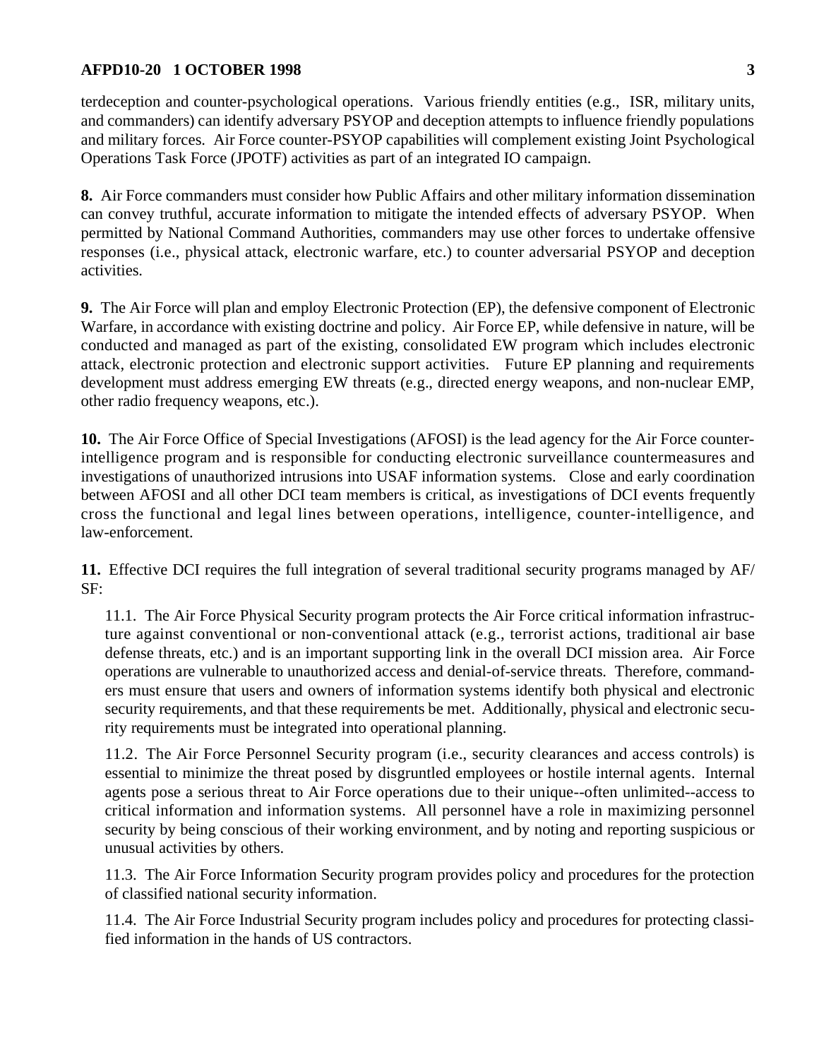terdeception and counter-psychological operations. Various friendly entities (e.g., ISR, military units, and commanders) can identify adversary PSYOP and deception attempts to influence friendly populations and military forces. Air Force counter-PSYOP capabilities will complement existing Joint Psychological Operations Task Force (JPOTF) activities as part of an integrated IO campaign.

**8.** Air Force commanders must consider how Public Affairs and other military information dissemination can convey truthful, accurate information to mitigate the intended effects of adversary PSYOP. When permitted by National Command Authorities, commanders may use other forces to undertake offensive responses (i.e., physical attack, electronic warfare, etc.) to counter adversarial PSYOP and deception activities.

**9.** The Air Force will plan and employ Electronic Protection (EP), the defensive component of Electronic Warfare, in accordance with existing doctrine and policy. Air Force EP, while defensive in nature, will be conducted and managed as part of the existing, consolidated EW program which includes electronic attack, electronic protection and electronic support activities. Future EP planning and requirements development must address emerging EW threats (e.g., directed energy weapons, and non-nuclear EMP, other radio frequency weapons, etc.).

**10.** The Air Force Office of Special Investigations (AFOSI) is the lead agency for the Air Force counter-intelligence program and is responsible for conducting electronic surveillance countermeasures and investigations of unauthorized intrusions into USAF information systems. Close and early coordination between AFOSI and all other DCI team members is critical, as investigations of DCI events frequently cross the functional and legal lines between operations, intelligence, counter-intelligence, and law-enforcement.

**11.** Effective DCI requires the full integration of several traditional security programs managed by AF/SF:

11.1. The Air Force Physical Security program protects the Air Force critical information infrastructure against conventional or non-conventional attack (e.g., terrorist actions, traditional air base defense threats, etc.) and is an important supporting link in the overall DCI mission area. Air Force operations are vulnerable to unauthorized access and denial-of-service threats. Therefore, commanders must ensure that users and owners of information systems identify both physical and electronic security requirements, and that these requirements be met. Additionally, physical and electronic security requirements must be integrated into operational planning.

11.2. The Air Force Personnel Security program (i.e., security clearances and access controls) is essential to minimize the threat posed by disgruntled employees or hostile internal agents. Internal agents pose a serious threat to Air Force operations due to their unique--often unlimited--access to critical information and information systems. All personnel have a role in maximizing personnel security by being conscious of their working environment, and by noting and reporting suspicious or unusual activities by others.

11.3. The Air Force Information Security program provides policy and procedures for the protection of classified national security information.

11.4. The Air Force Industrial Security program includes policy and procedures for protecting classified information in the hands of US contractors.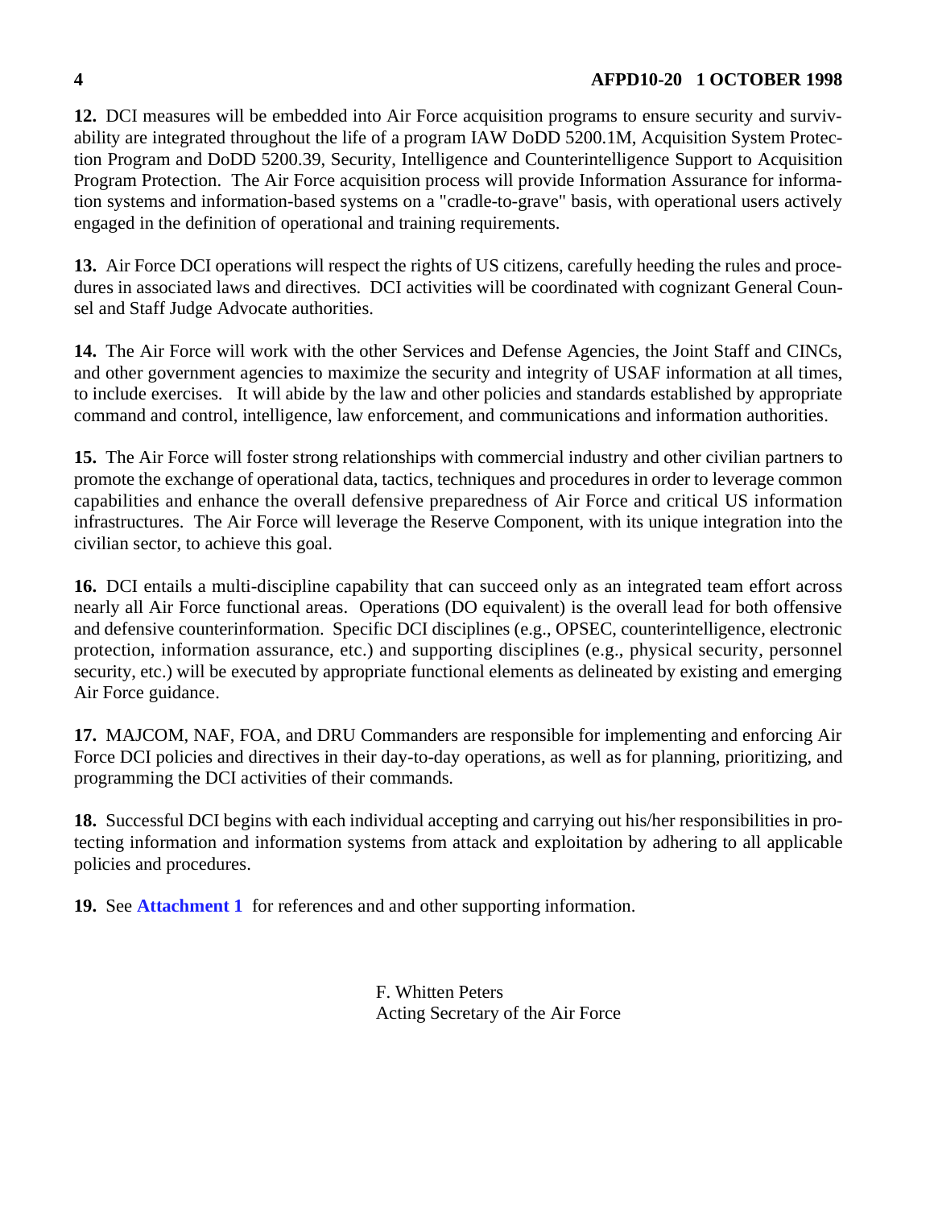**12.** DCI measures will be embedded into Air Force acquisition programs to ensure security and survivability are integrated throughout the life of a program IAW DoDD 5200.1M, Acquisition System Protection Program and DoDD 5200.39, Security, Intelligence and Counterintelligence Support to Acquisition Program Protection. The Air Force acquisition process will provide Information Assurance for information systems and information-based systems on a "cradle-to-grave" basis, with operational users actively engaged in the definition of operational and training requirements.

**13.** Air Force DCI operations will respect the rights of US citizens, carefully heeding the rules and procedures in associated laws and directives. DCI activities will be coordinated with cognizant General Counsel and Staff Judge Advocate authorities.

**14.** The Air Force will work with the other Services and Defense Agencies, the Joint Staff and CINCs, and other government agencies to maximize the security and integrity of USAF information at all times, to include exercises. It will abide by the law and other policies and standards established by appropriate command and control, intelligence, law enforcement, and communications and information authorities.

**15.** The Air Force will foster strong relationships with commercial industry and other civilian partners to promote the exchange of operational data, tactics, techniques and procedures in order to leverage common capabilities and enhance the overall defensive preparedness of Air Force and critical US information infrastructures. The Air Force will leverage the Reserve Component, with its unique integration into the civilian sector, to achieve this goal.

**16.** DCI entails a multi-discipline capability that can succeed only as an integrated team effort across nearly all Air Force functional areas. Operations (DO equivalent) is the overall lead for both offensive and defensive counterinformation. Specific DCI disciplines (e.g., OPSEC, counterintelligence, electronic protection, information assurance, etc.) and supporting disciplines (e.g., physical security, personnel security, etc.) will be executed by appropriate functional elements as delineated by existing and emerging Air Force guidance.

**17.** MAJCOM, NAF, FOA, and DRU Commanders are responsible for implementing and enforcing Air Force DCI policies and directives in their day-to-day operations, as well as for planning, prioritizing, and programming the DCI activities of their commands.

**18.** Successful DCI begins with each individual accepting and carrying out his/her responsibilities in protecting information and information systems from attack and exploitation by adhering to all applicable policies and procedures.

**19.** See **Attachment 1** for references and and other supporting information.

F. Whitten Peters
Acting Secretary of the Air Force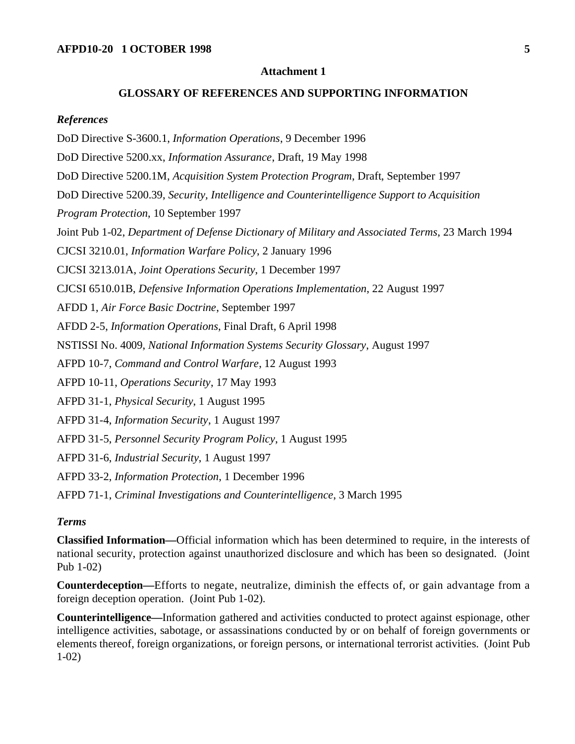## Attachment 1

## GLOSSARY OF REFERENCES AND SUPPORTING INFORMATION

### *References*

DoD Directive S-3600.1, *Information Operations*, 9 December 1996

DoD Directive 5200.xx, *Information Assurance*, Draft, 19 May 1998

DoD Directive 5200.1M, *Acquisition System Protection Program*, Draft, September 1997

DoD Directive 5200.39, *Security, Intelligence and Counterintelligence Support to Acquisition Program Protection*, 10 September 1997

Joint Pub 1-02, *Department of Defense Dictionary of Military and Associated Terms*, 23 March 1994

CJCSI 3210.01, *Information Warfare Policy*, 2 January 1996

CJCSI 3213.01A, *Joint Operations Security*, 1 December 1997

CJCSI 6510.01B, *Defensive Information Operations Implementation*, 22 August 1997

AFDD 1, *Air Force Basic Doctrine*, September 1997

AFDD 2-5, *Information Operations*, Final Draft, 6 April 1998

NSTISSI No. 4009, *National Information Systems Security Glossary*, August 1997

AFPD 10-7, *Command and Control Warfare*, 12 August 1993

AFPD 10-11, *Operations Security*, 17 May 1993

AFPD 31-1, *Physical Security*, 1 August 1995

AFPD 31-4, *Information Security*, 1 August 1997

AFPD 31-5, *Personnel Security Program Policy*, 1 August 1995

AFPD 31-6, *Industrial Security*, 1 August 1997

AFPD 33-2, *Information Protection*, 1 December 1996

AFPD 71-1, *Criminal Investigations and Counterintelligence*, 3 March 1995

### *Terms*

**Classified Information—**Official information which has been determined to require, in the interests of national security, protection against unauthorized disclosure and which has been so designated. (Joint Pub 1-02)

**Counterdeception—**Efforts to negate, neutralize, diminish the effects of, or gain advantage from a foreign deception operation. (Joint Pub 1-02).

**Counterintelligence—**Information gathered and activities conducted to protect against espionage, other intelligence activities, sabotage, or assassinations conducted by or on behalf of foreign governments or elements thereof, foreign organizations, or foreign persons, or international terrorist activities. (Joint Pub 1-02)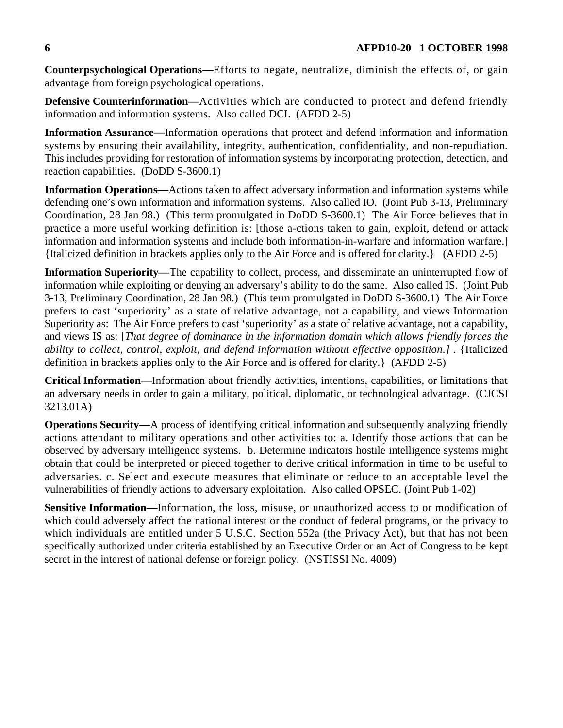**Counterpsychological Operations—**Efforts to negate, neutralize, diminish the effects of, or gain advantage from foreign psychological operations.

**Defensive Counterinformation—**Activities which are conducted to protect and defend friendly information and information systems. Also called DCI. (AFDD 2-5)

**Information Assurance—**Information operations that protect and defend information and information systems by ensuring their availability, integrity, authentication, confidentiality, and non-repudiation. This includes providing for restoration of information systems by incorporating protection, detection, and reaction capabilities. (DoDD S-3600.1)

**Information Operations—**Actions taken to affect adversary information and information systems while defending one's own information and information systems. Also called IO. (Joint Pub 3-13, Preliminary Coordination, 28 Jan 98.) (This term promulgated in DoDD S-3600.1) The Air Force believes that in practice a more useful working definition is: [those a-ctions taken to gain, exploit, defend or attack information and information systems and include both information-in-warfare and information warfare.] {Italicized definition in brackets applies only to the Air Force and is offered for clarity.} (AFDD 2-5)

**Information Superiority—**The capability to collect, process, and disseminate an uninterrupted flow of information while exploiting or denying an adversary's ability to do the same. Also called IS. (Joint Pub 3-13, Preliminary Coordination, 28 Jan 98.) (This term promulgated in DoDD S-3600.1) The Air Force prefers to cast 'superiority' as a state of relative advantage, not a capability, and views Information Superiority as: The Air Force prefers to cast 'superiority' as a state of relative advantage, not a capability, and views IS as: [*That degree of dominance in the information domain which allows friendly forces the ability to collect, control, exploit, and defend information without effective opposition.]* . {Italicized definition in brackets applies only to the Air Force and is offered for clarity.} (AFDD 2-5)

**Critical Information—**Information about friendly activities, intentions, capabilities, or limitations that an adversary needs in order to gain a military, political, diplomatic, or technological advantage. (CJCSI 3213.01A)

**Operations Security—**A process of identifying critical information and subsequently analyzing friendly actions attendant to military operations and other activities to: a. Identify those actions that can be observed by adversary intelligence systems. b. Determine indicators hostile intelligence systems might obtain that could be interpreted or pieced together to derive critical information in time to be useful to adversaries. c. Select and execute measures that eliminate or reduce to an acceptable level the vulnerabilities of friendly actions to adversary exploitation. Also called OPSEC. (Joint Pub 1-02)

**Sensitive Information—**Information, the loss, misuse, or unauthorized access to or modification of which could adversely affect the national interest or the conduct of federal programs, or the privacy to which individuals are entitled under 5 U.S.C. Section 552a (the Privacy Act), but that has not been specifically authorized under criteria established by an Executive Order or an Act of Congress to be kept secret in the interest of national defense or foreign policy. (NSTISSI No. 4009)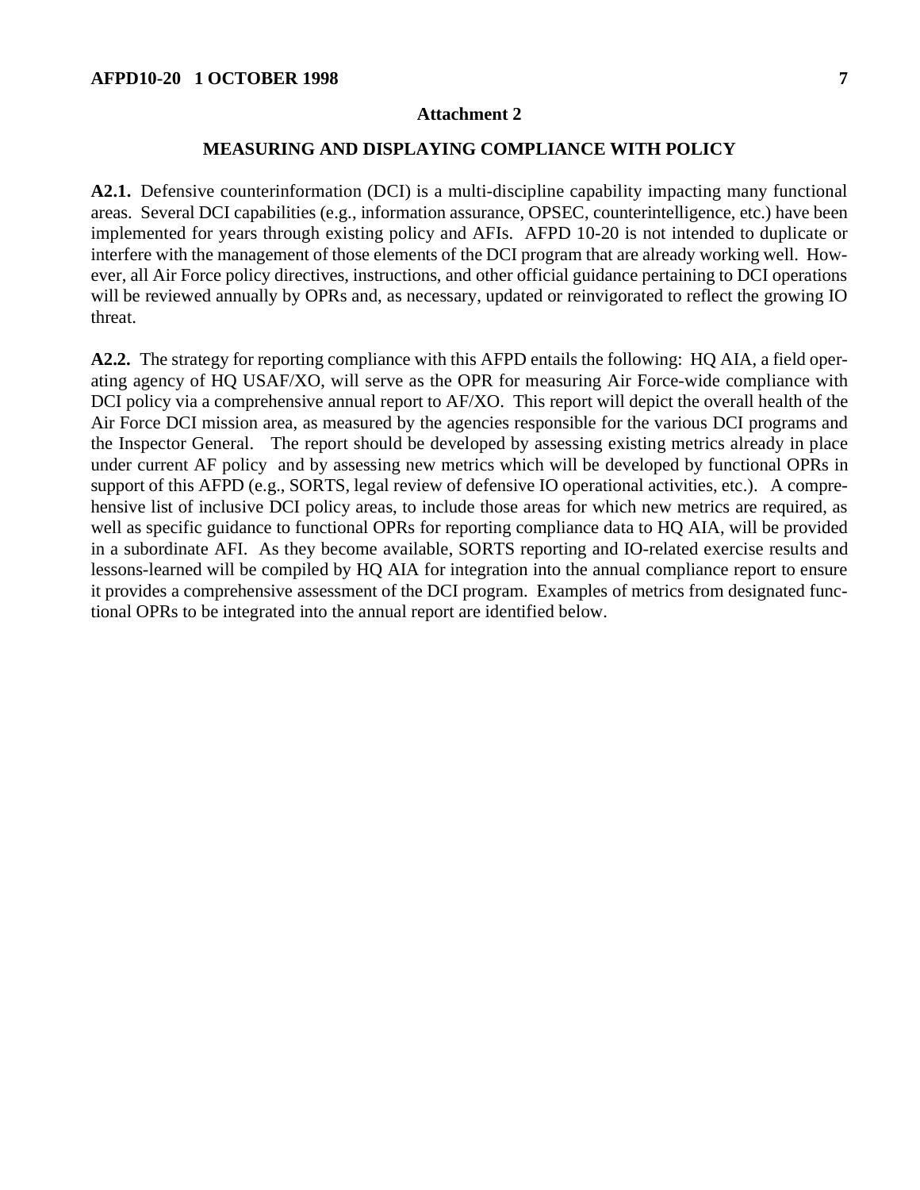## Attachment 2

## MEASURING AND DISPLAYING COMPLIANCE WITH POLICY

**A2.1.** Defensive counterinformation (DCI) is a multi-discipline capability impacting many functional areas. Several DCI capabilities (e.g., information assurance, OPSEC, counterintelligence, etc.) have been implemented for years through existing policy and AFIs. AFPD 10-20 is not intended to duplicate or interfere with the management of those elements of the DCI program that are already working well. However, all Air Force policy directives, instructions, and other official guidance pertaining to DCI operations will be reviewed annually by OPRs and, as necessary, updated or reinvigorated to reflect the growing IO threat.

**A2.2.** The strategy for reporting compliance with this AFPD entails the following: HQ AIA, a field operating agency of HQ USAF/XO, will serve as the OPR for measuring Air Force-wide compliance with DCI policy via a comprehensive annual report to AF/XO. This report will depict the overall health of the Air Force DCI mission area, as measured by the agencies responsible for the various DCI programs and the Inspector General. The report should be developed by assessing existing metrics already in place under current AF policy and by assessing new metrics which will be developed by functional OPRs in support of this AFPD (e.g., SORTS, legal review of defensive IO operational activities, etc.). A comprehensive list of inclusive DCI policy areas, to include those areas for which new metrics are required, as well as specific guidance to functional OPRs for reporting compliance data to HQ AIA, will be provided in a subordinate AFI. As they become available, SORTS reporting and IO-related exercise results and lessons-learned will be compiled by HQ AIA for integration into the annual compliance report to ensure it provides a comprehensive assessment of the DCI program. Examples of metrics from designated functional OPRs to be integrated into the annual report are identified below.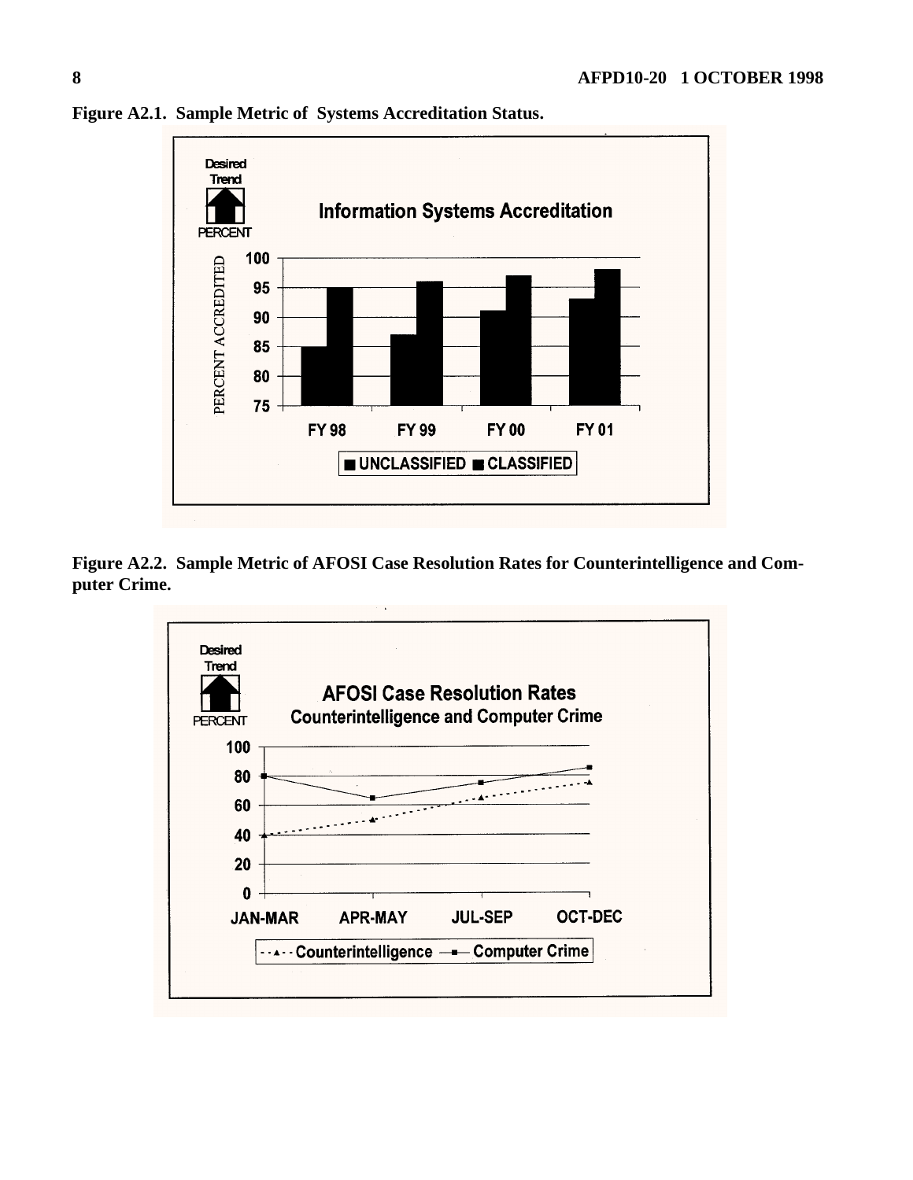**Figure A2.1. Sample Metric of Systems Accreditation Status.**

**Figure A2.2. Sample Metric of AFOSI Case Resolution Rates for Counterintelligence and Computer Crime.**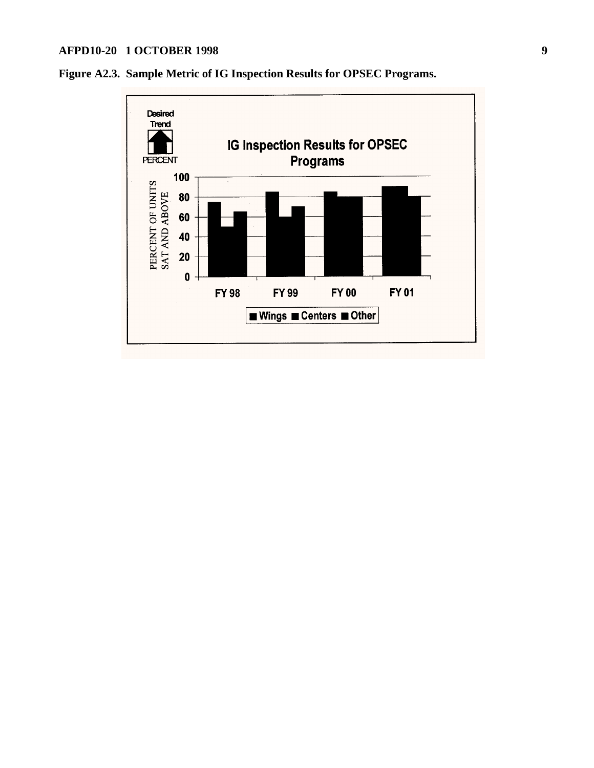**Figure A2.3. Sample Metric of IG Inspection Results for OPSEC Programs.**

Desired Trend

PERCENT

IG Inspection Results for OPSEC Programs

PERCENT OF UNITS SAT AND ABOVE

100

80

60

40

20

0

FY 98

FY 99

FY 00

FY 01

Wings Centers Other